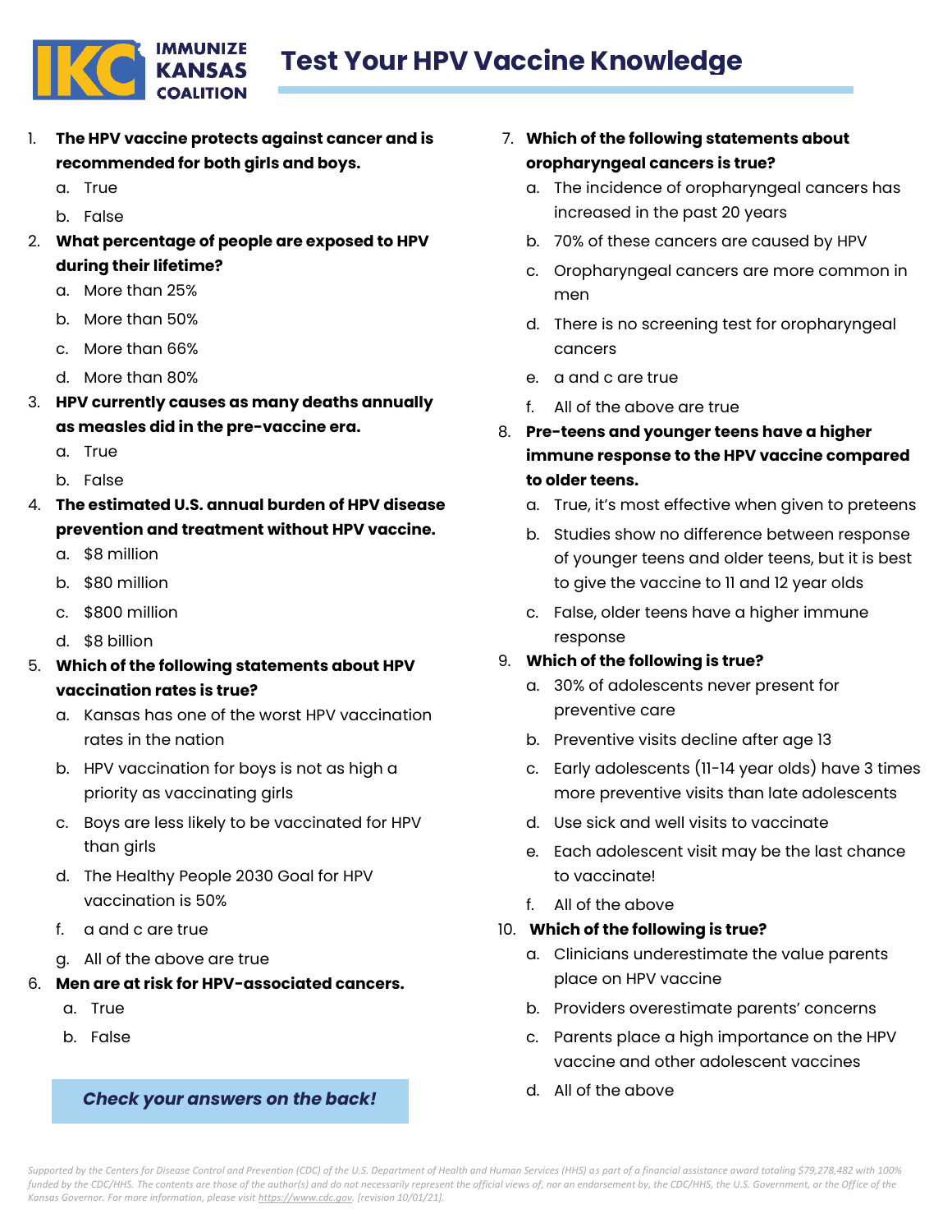IMMUNIZE KANSAS COALITION

# Test Your HPV Vaccine Knowledge

1. **The HPV vaccine protects against cancer and is recommended for both girls and boys.**
   a. True
   b. False
2. **What percentage of people are exposed to HPV during their lifetime?**
   a. More than 25%
   b. More than 50%
   c. More than 66%
   d. More than 80%
3. **HPV currently causes as many deaths annually as measles did in the pre-vaccine era.**
   a. True
   b. False
4. **The estimated U.S. annual burden of HPV disease prevention and treatment without HPV vaccine.**
   a. $8 million
   b. $80 million
   c. $800 million
   d. $8 billion
5. **Which of the following statements about HPV vaccination rates is true?**
   a. Kansas has one of the worst HPV vaccination rates in the nation
   b. HPV vaccination for boys is not as high a priority as vaccinating girls
   c. Boys are less likely to be vaccinated for HPV than girls
   d. The Healthy People 2030 Goal for HPV vaccination is 50%
   f. a and c are true
   g. All of the above are true
6. **Men are at risk for HPV-associated cancers.**
   a. True
   b. False

***Check your answers on the back!***

7. **Which of the following statements about oropharyngeal cancers is true?**
   a. The incidence of oropharyngeal cancers has increased in the past 20 years
   b. 70% of these cancers are caused by HPV
   c. Oropharyngeal cancers are more common in men
   d. There is no screening test for oropharyngeal cancers
   e. a and c are true
   f. All of the above are true
8. **Pre-teens and younger teens have a higher immune response to the HPV vaccine compared to older teens.**
   a. True, it's most effective when given to preteens
   b. Studies show no difference between response of younger teens and older teens, but it is best to give the vaccine to 11 and 12 year olds
   c. False, older teens have a higher immune response
9. **Which of the following is true?**
   a. 30% of adolescents never present for preventive care
   b. Preventive visits decline after age 13
   c. Early adolescents (11-14 year olds) have 3 times more preventive visits than late adolescents
   d. Use sick and well visits to vaccinate
   e. Each adolescent visit may be the last chance to vaccinate!
   f. All of the above
10. **Which of the following is true?**
    a. Clinicians underestimate the value parents place on HPV vaccine
    b. Providers overestimate parents' concerns
    c. Parents place a high importance on the HPV vaccine and other adolescent vaccines
    d. All of the above

*Supported by the Centers for Disease Control and Prevention (CDC) of the U.S. Department of Health and Human Services (HHS) as part of a financial assistance award totaling $79,278,482 with 100% funded by the CDC/HHS. The contents are those of the author(s) and do not necessarily represent the official views of, nor an endorsement by, the CDC/HHS, the U.S. Government, or the Office of the Kansas Governor. For more information, please visit https://www.cdc.gov. [revision 10/01/21].*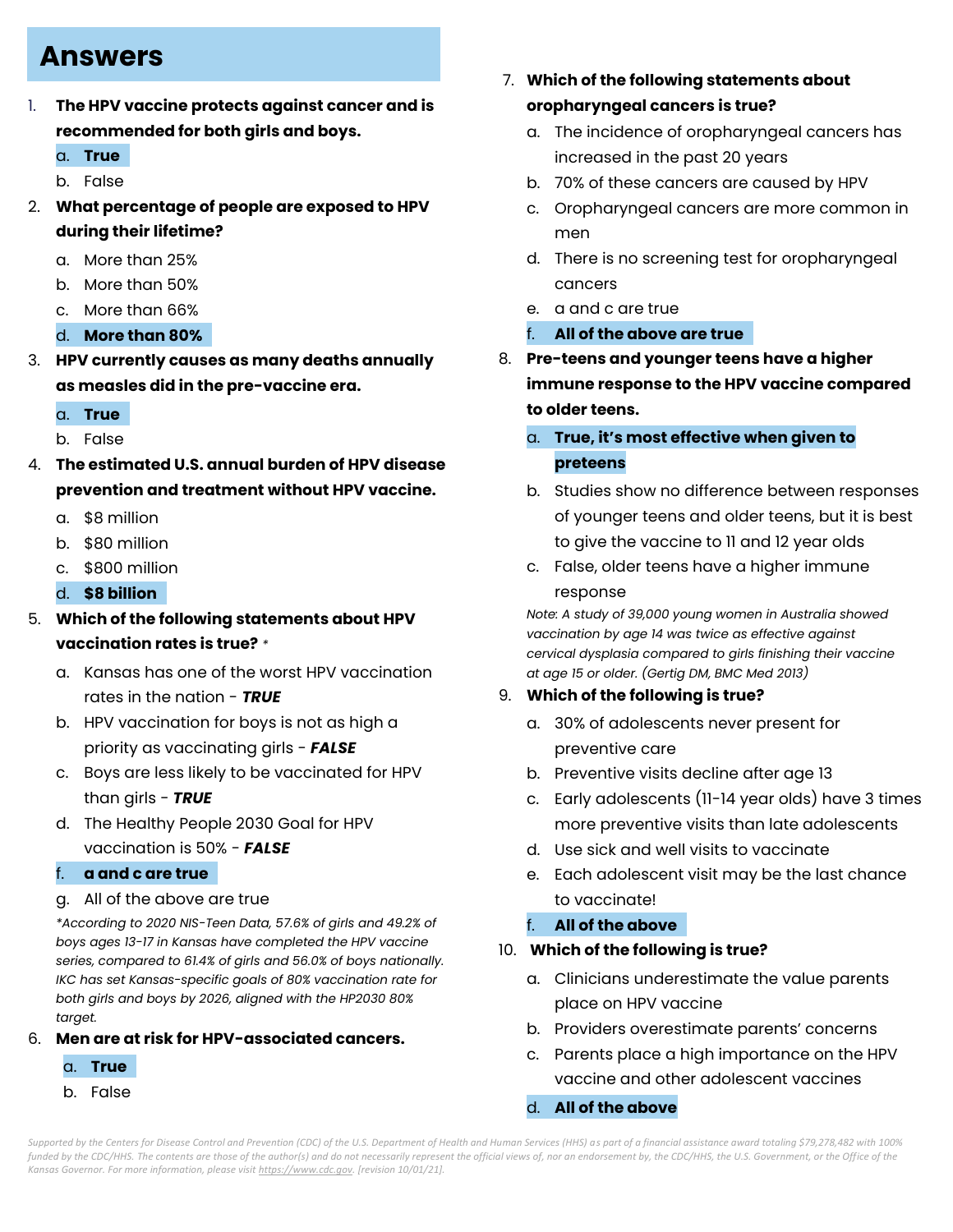# Answers

1. **The HPV vaccine protects against cancer and is recommended for both girls and boys.**
   a. **True**
   b. False
2. **What percentage of people are exposed to HPV during their lifetime?**
   a. More than 25%
   b. More than 50%
   c. More than 66%
   d. **More than 80%**
3. **HPV currently causes as many deaths annually as measles did in the pre-vaccine era.**
   a. **True**
   b. False
4. **The estimated U.S. annual burden of HPV disease prevention and treatment without HPV vaccine.**
   a. $8 million
   b. $80 million
   c. $800 million
   d. **$8 billion**
5. **Which of the following statements about HPV vaccination rates is true?** *
   a. Kansas has one of the worst HPV vaccination rates in the nation - ***TRUE***
   b. HPV vaccination for boys is not as high a priority as vaccinating girls - ***FALSE***
   c. Boys are less likely to be vaccinated for HPV than girls - ***TRUE***
   d. The Healthy People 2030 Goal for HPV vaccination is 50% - ***FALSE***
   f. **a and c are true**
   g. All of the above are true

   *\*According to 2020 NIS-Teen Data, 57.6% of girls and 49.2% of boys ages 13-17 in Kansas have completed the HPV vaccine series, compared to 61.4% of girls and 56.0% of boys nationally. IKC has set Kansas-specific goals of 80% vaccination rate for both girls and boys by 2026, aligned with the HP2030 80% target.*
6. **Men are at risk for HPV-associated cancers.**
   a. **True**
   b. False
7. **Which of the following statements about oropharyngeal cancers is true?**
   a. The incidence of oropharyngeal cancers has increased in the past 20 years
   b. 70% of these cancers are caused by HPV
   c. Oropharyngeal cancers are more common in men
   d. There is no screening test for oropharyngeal cancers
   e. a and c are true
   f. **All of the above are true**
8. **Pre-teens and younger teens have a higher immune response to the HPV vaccine compared to older teens.**
   a. **True, it's most effective when given to preteens**
   b. Studies show no difference between responses of younger teens and older teens, but it is best to give the vaccine to 11 and 12 year olds
   c. False, older teens have a higher immune response

   *Note: A study of 39,000 young women in Australia showed vaccination by age 14 was twice as effective against cervical dysplasia compared to girls finishing their vaccine at age 15 or older. (Gertig DM, BMC Med 2013)*
9. **Which of the following is true?**
   a. 30% of adolescents never present for preventive care
   b. Preventive visits decline after age 13
   c. Early adolescents (11-14 year olds) have 3 times more preventive visits than late adolescents
   d. Use sick and well visits to vaccinate
   e. Each adolescent visit may be the last chance to vaccinate!
   f. **All of the above**
10. **Which of the following is true?**
    a. Clinicians underestimate the value parents place on HPV vaccine
    b. Providers overestimate parents' concerns
    c. Parents place a high importance on the HPV vaccine and other adolescent vaccines
    d. **All of the above**

*Supported by the Centers for Disease Control and Prevention (CDC) of the U.S. Department of Health and Human Services (HHS) as part of a financial assistance award totaling $79,278,482 with 100% funded by the CDC/HHS. The contents are those of the author(s) and do not necessarily represent the official views of, nor an endorsement by, the CDC/HHS, the U.S. Government, or the Office of the Kansas Governor. For more information, please visit https://www.cdc.gov. [revision 10/01/21].*